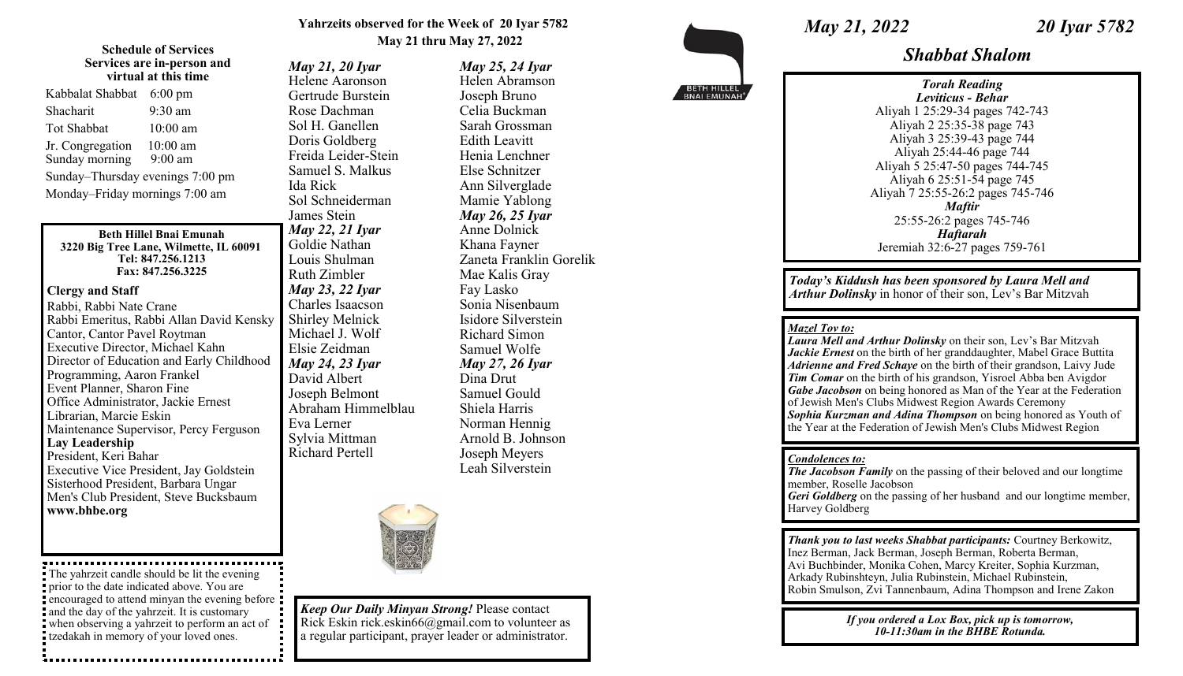## Schedule of Services
**Services are in-person and virtual at this time**

| | |
|---|---|
| Kabbalat Shabbat | 6:00 pm |
| Shacharit | 9:30 am |
| Tot Shabbat | 10:00 am |
| Jr. Congregation | 10:00 am |
| Sunday morning | 9:00 am |

Sunday–Thursday evenings 7:00 pm

Monday–Friday mornings 7:00 am

**Beth Hillel Bnai Emunah**
**3220 Big Tree Lane, Wilmette, IL 60091**
**Tel: 847.256.1213**
**Fax: 847.256.3225**

**Clergy and Staff**

Rabbi, Rabbi Nate Crane
Rabbi Emeritus, Rabbi Allan David Kensky
Cantor, Cantor Pavel Roytman
Executive Director, Michael Kahn
Director of Education and Early Childhood
Programming, Aaron Frankel
Event Planner, Sharon Fine
Office Administrator, Jackie Ernest
Librarian, Marcie Eskin
Maintenance Supervisor, Percy Ferguson

**Lay Leadership**

President, Keri Bahar
Executive Vice President, Jay Goldstein
Sisterhood President, Barbara Ungar
Men's Club President, Steve Bucksbaum
**www.bhbe.org**

The yahrzeit candle should be lit the evening prior to the date indicated above. You are encouraged to attend minyan the evening before and the day of the yahrzeit. It is customary when observing a yahrzeit to perform an act of tzedakah in memory of your loved ones.

## Yahrzeits observed for the Week of 20 Iyar 5782
**May 21 thru May 27, 2022**

***May 21, 20 Iyar***
Helene Aaronson
Gertrude Burstein
Rose Dachman
Sol H. Ganellen
Doris Goldberg
Freida Leider-Stein
Samuel S. Malkus
Ida Rick
Sol Schneiderman
James Stein

***May 22, 21 Iyar***
Goldie Nathan
Louis Shulman
Ruth Zimbler

***May 23, 22 Iyar***
Charles Isaacson
Shirley Melnick
Michael J. Wolf
Elsie Zeidman

***May 24, 23 Iyar***
David Albert
Joseph Belmont
Abraham Himmelblau
Eva Lerner
Sylvia Mittman
Richard Pertell

***May 25, 24 Iyar***
Helen Abramson
Joseph Bruno
Celia Buckman
Sarah Grossman
Edith Leavitt
Henia Lenchner
Else Schnitzer
Ann Silverglade
Mamie Yablong

***May 26, 25 Iyar***
Anne Dolnick
Khana Fayner
Zaneta Franklin Gorelik
Mae Kalis Gray
Fay Lasko
Sonia Nisenbaum
Isidore Silverstein
Richard Simon
Samuel Wolfe

***May 27, 26 Iyar***
Dina Drut
Samuel Gould
Shiela Harris
Norman Hennig
Arnold B. Johnson
Joseph Meyers
Leah Silverstein

***Keep Our Daily Minyan Strong!*** Please contact Rick Eskin rick.eskin66@gmail.com to volunteer as a regular participant, prayer leader or administrator.

BETH HILLEL BNAI EMUNAH

***May 21, 2022*** ***20 Iyar 5782***

## *Shabbat Shalom*

***Torah Reading***
***Leviticus - Behar***
Aliyah 1 25:29-34 pages 742-743
Aliyah 2 25:35-38 page 743
Aliyah 3 25:39-43 page 744
Aliyah 25:44-46 page 744
Aliyah 5 25:47-50 pages 744-745
Aliyah 6 25:51-54 page 745
Aliyah 7 25:55-26:2 pages 745-746
***Maftir***
25:55-26:2 pages 745-746
***Haftarah***
Jeremiah 32:6-27 pages 759-761

***Today's Kiddush has been sponsored by Laura Mell and Arthur Dolinsky*** in honor of their son, Lev's Bar Mitzvah

***Mazel Tov to:***
***Laura Mell and Arthur Dolinsky*** on their son, Lev's Bar Mitzvah
***Jackie Ernest*** on the birth of her granddaughter, Mabel Grace Buttita
***Adrienne and Fred Schaye*** on the birth of their grandson, Laivy Jude
***Tim Comar*** on the birth of his grandson, Yisroel Abba ben Avigdor
***Gabe Jacobson*** on being honored as Man of the Year at the Federation of Jewish Men's Clubs Midwest Region Awards Ceremony
***Sophia Kurzman and Adina Thompson*** on being honored as Youth of the Year at the Federation of Jewish Men's Clubs Midwest Region

***Condolences to:***
***The Jacobson Family*** on the passing of their beloved and our longtime member, Roselle Jacobson
***Geri Goldberg*** on the passing of her husband and our longtime member, Harvey Goldberg

***Thank you to last weeks Shabbat participants:*** Courtney Berkowitz, Inez Berman, Jack Berman, Joseph Berman, Roberta Berman, Avi Buchbinder, Monika Cohen, Marcy Kreiter, Sophia Kurzman, Arkady Rubinshteyn, Julia Rubinstein, Michael Rubinstein, Robin Smulson, Zvi Tannenbaum, Adina Thompson and Irene Zakon

***If you ordered a Lox Box, pick up is tomorrow, 10-11:30am in the BHBE Rotunda.***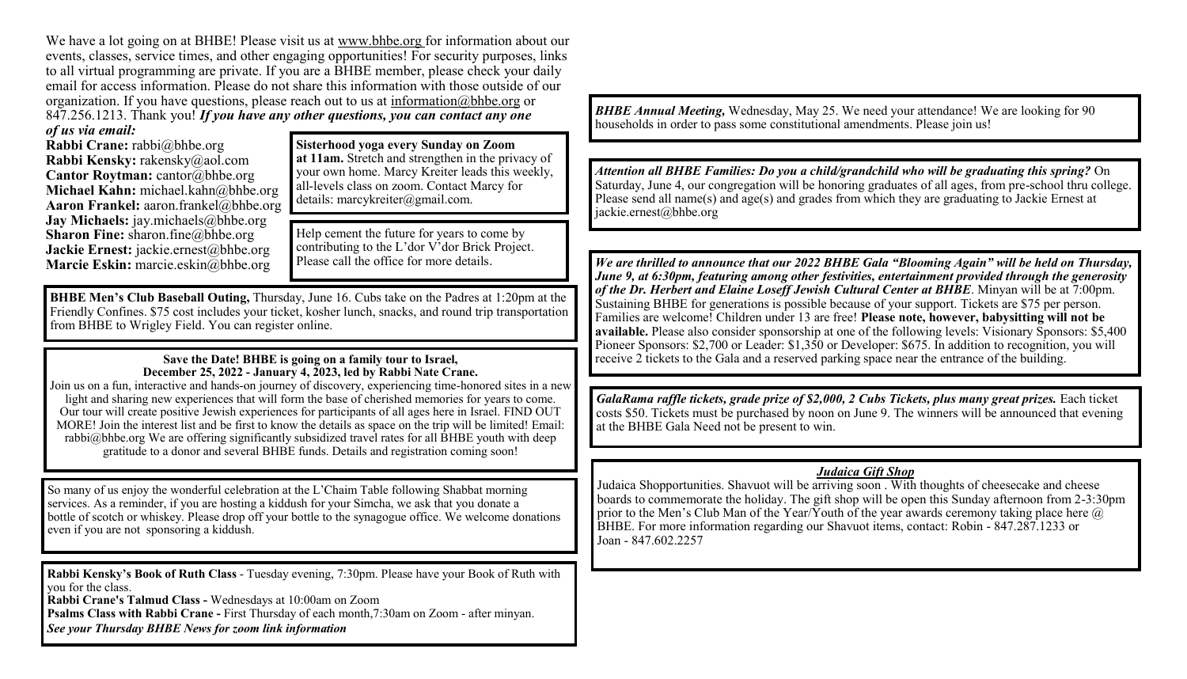We have a lot going on at BHBE! Please visit us at www.bhbe.org for information about our events, classes, service times, and other engaging opportunities! For security purposes, links to all virtual programming are private. If you are a BHBE member, please check your daily email for access information. Please do not share this information with those outside of our organization. If you have questions, please reach out to us at information@bhbe.org or 847.256.1213. Thank you! ***If you have any other questions, you can contact any one of us via email:***

**Rabbi Crane:** rabbi@bhbe.org
**Rabbi Kensky:** rakensky@aol.com
**Cantor Roytman:** cantor@bhbe.org
**Michael Kahn:** michael.kahn@bhbe.org
**Aaron Frankel:** aaron.frankel@bhbe.org
**Jay Michaels:** jay.michaels@bhbe.org
**Sharon Fine:** sharon.fine@bhbe.org
**Jackie Ernest:** jackie.ernest@bhbe.org
**Marcie Eskin:** marcie.eskin@bhbe.org

**Sisterhood yoga every Sunday on Zoom at 11am.** Stretch and strengthen in the privacy of your own home. Marcy Kreiter leads this weekly, all-levels class on zoom. Contact Marcy for details: marcykreiter@gmail.com.

Help cement the future for years to come by contributing to the L'dor V'dor Brick Project. Please call the office for more details.

**BHBE Men's Club Baseball Outing,** Thursday, June 16. Cubs take on the Padres at 1:20pm at the Friendly Confines. $75 cost includes your ticket, kosher lunch, snacks, and round trip transportation from BHBE to Wrigley Field. You can register online.

**Save the Date! BHBE is going on a family tour to Israel, December 25, 2022 - January 4, 2023, led by Rabbi Nate Crane.**

Join us on a fun, interactive and hands-on journey of discovery, experiencing time-honored sites in a new light and sharing new experiences that will form the base of cherished memories for years to come. Our tour will create positive Jewish experiences for participants of all ages here in Israel. FIND OUT MORE! Join the interest list and be first to know the details as space on the trip will be limited! Email: rabbi@bhbe.org We are offering significantly subsidized travel rates for all BHBE youth with deep gratitude to a donor and several BHBE funds. Details and registration coming soon!

So many of us enjoy the wonderful celebration at the L'Chaim Table following Shabbat morning services. As a reminder, if you are hosting a kiddush for your Simcha, we ask that you donate a bottle of scotch or whiskey. Please drop off your bottle to the synagogue office. We welcome donations even if you are not sponsoring a kiddush.

**Rabbi Kensky's Book of Ruth Class** - Tuesday evening, 7:30pm. Please have your Book of Ruth with you for the class.
**Rabbi Crane's Talmud Class -** Wednesdays at 10:00am on Zoom
**Psalms Class with Rabbi Crane -** First Thursday of each month,7:30am on Zoom - after minyan.
***See your Thursday BHBE News for zoom link information***

***BHBE Annual Meeting,*** Wednesday, May 25. We need your attendance! We are looking for 90 households in order to pass some constitutional amendments. Please join us!

***Attention all BHBE Families: Do you a child/grandchild who will be graduating this spring?*** On Saturday, June 4, our congregation will be honoring graduates of all ages, from pre-school thru college. Please send all name(s) and age(s) and grades from which they are graduating to Jackie Ernest at jackie.ernest@bhbe.org

***We are thrilled to announce that our 2022 BHBE Gala "Blooming Again" will be held on Thursday, June 9, at 6:30pm, featuring among other festivities, entertainment provided through the generosity of the Dr. Herbert and Elaine Loseff Jewish Cultural Center at BHBE***. Minyan will be at 7:00pm. Sustaining BHBE for generations is possible because of your support. Tickets are $75 per person. Families are welcome! Children under 13 are free! **Please note, however, babysitting will not be available.** Please also consider sponsorship at one of the following levels: Visionary Sponsors: $5,400 Pioneer Sponsors: $2,700 or Leader: $1,350 or Developer: $675. In addition to recognition, you will receive 2 tickets to the Gala and a reserved parking space near the entrance of the building.

***GalaRama raffle tickets, grade prize of $2,000, 2 Cubs Tickets, plus many great prizes.*** Each ticket costs $50. Tickets must be purchased by noon on June 9. The winners will be announced that evening at the BHBE Gala Need not be present to win.

***Judaica Gift Shop***

Judaica Shopportunities. Shavuot will be arriving soon . With thoughts of cheesecake and cheese boards to commemorate the holiday. The gift shop will be open this Sunday afternoon from 2-3:30pm prior to the Men's Club Man of the Year/Youth of the year awards ceremony taking place here @ BHBE. For more information regarding our Shavuot items, contact: Robin - 847.287.1233 or Joan - 847.602.2257